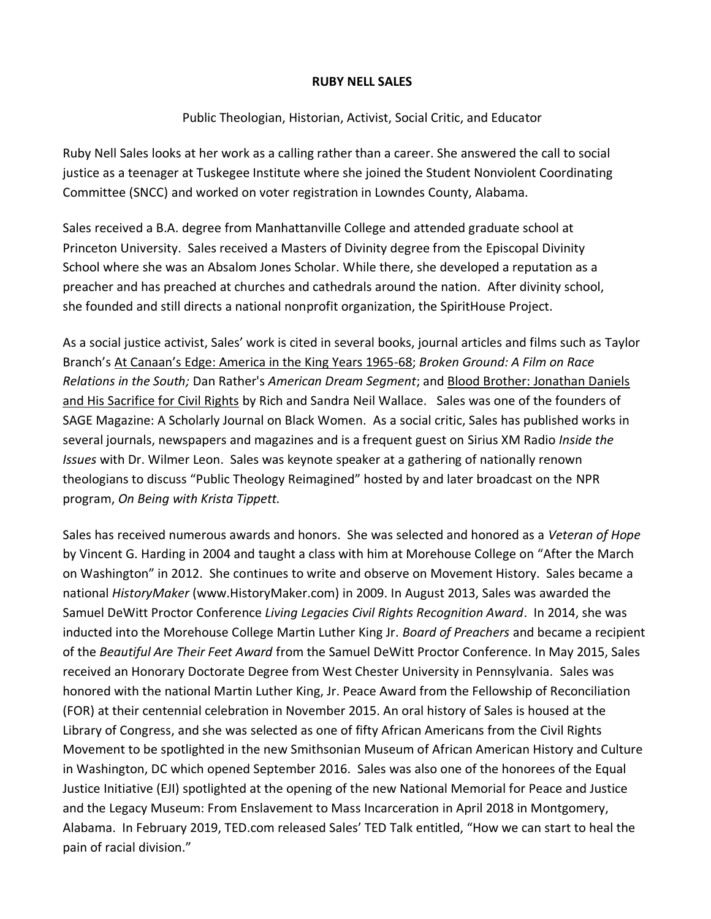# RUBY NELL SALES

Public Theologian, Historian, Activist, Social Critic, and Educator

Ruby Nell Sales looks at her work as a calling rather than a career. She answered the call to social justice as a teenager at Tuskegee Institute where she joined the Student Nonviolent Coordinating Committee (SNCC) and worked on voter registration in Lowndes County, Alabama.

Sales received a B.A. degree from Manhattanville College and attended graduate school at Princeton University. Sales received a Masters of Divinity degree from the Episcopal Divinity School where she was an Absalom Jones Scholar. While there, she developed a reputation as a preacher and has preached at churches and cathedrals around the nation. After divinity school, she founded and still directs a national nonprofit organization, the SpiritHouse Project.

As a social justice activist, Sales' work is cited in several books, journal articles and films such as Taylor Branch's <u>At Canaan's Edge: America in the King Years 1965-68</u>; *Broken Ground: A Film on Race Relations in the South;* Dan Rather's *American Dream Segment*; and <u>Blood Brother: Jonathan Daniels and His Sacrifice for Civil Rights</u> by Rich and Sandra Neil Wallace. Sales was one of the founders of SAGE Magazine: A Scholarly Journal on Black Women. As a social critic, Sales has published works in several journals, newspapers and magazines and is a frequent guest on Sirius XM Radio *Inside the Issues* with Dr. Wilmer Leon. Sales was keynote speaker at a gathering of nationally renown theologians to discuss "Public Theology Reimagined" hosted by and later broadcast on the NPR program, *On Being with Krista Tippett.*

Sales has received numerous awards and honors. She was selected and honored as a *Veteran of Hope* by Vincent G. Harding in 2004 and taught a class with him at Morehouse College on "After the March on Washington" in 2012. She continues to write and observe on Movement History. Sales became a national *HistoryMaker* (www.HistoryMaker.com) in 2009. In August 2013, Sales was awarded the Samuel DeWitt Proctor Conference *Living Legacies Civil Rights Recognition Award*. In 2014, she was inducted into the Morehouse College Martin Luther King Jr. *Board of Preachers* and became a recipient of the *Beautiful Are Their Feet Award* from the Samuel DeWitt Proctor Conference. In May 2015, Sales received an Honorary Doctorate Degree from West Chester University in Pennsylvania. Sales was honored with the national Martin Luther King, Jr. Peace Award from the Fellowship of Reconciliation (FOR) at their centennial celebration in November 2015. An oral history of Sales is housed at the Library of Congress, and she was selected as one of fifty African Americans from the Civil Rights Movement to be spotlighted in the new Smithsonian Museum of African American History and Culture in Washington, DC which opened September 2016. Sales was also one of the honorees of the Equal Justice Initiative (EJI) spotlighted at the opening of the new National Memorial for Peace and Justice and the Legacy Museum: From Enslavement to Mass Incarceration in April 2018 in Montgomery, Alabama. In February 2019, TED.com released Sales' TED Talk entitled, "How we can start to heal the pain of racial division."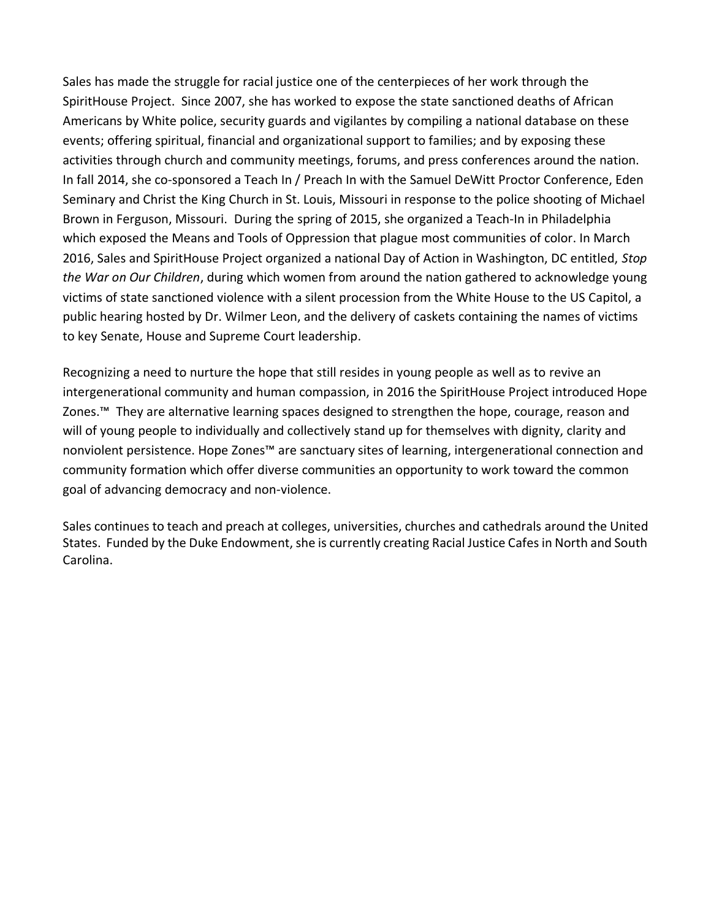Sales has made the struggle for racial justice one of the centerpieces of her work through the SpiritHouse Project. Since 2007, she has worked to expose the state sanctioned deaths of African Americans by White police, security guards and vigilantes by compiling a national database on these events; offering spiritual, financial and organizational support to families; and by exposing these activities through church and community meetings, forums, and press conferences around the nation. In fall 2014, she co-sponsored a Teach In / Preach In with the Samuel DeWitt Proctor Conference, Eden Seminary and Christ the King Church in St. Louis, Missouri in response to the police shooting of Michael Brown in Ferguson, Missouri. During the spring of 2015, she organized a Teach-In in Philadelphia which exposed the Means and Tools of Oppression that plague most communities of color. In March 2016, Sales and SpiritHouse Project organized a national Day of Action in Washington, DC entitled, *Stop the War on Our Children*, during which women from around the nation gathered to acknowledge young victims of state sanctioned violence with a silent procession from the White House to the US Capitol, a public hearing hosted by Dr. Wilmer Leon, and the delivery of caskets containing the names of victims to key Senate, House and Supreme Court leadership.

Recognizing a need to nurture the hope that still resides in young people as well as to revive an intergenerational community and human compassion, in 2016 the SpiritHouse Project introduced Hope Zones.™ They are alternative learning spaces designed to strengthen the hope, courage, reason and will of young people to individually and collectively stand up for themselves with dignity, clarity and nonviolent persistence. Hope Zones™ are sanctuary sites of learning, intergenerational connection and community formation which offer diverse communities an opportunity to work toward the common goal of advancing democracy and non-violence.

Sales continues to teach and preach at colleges, universities, churches and cathedrals around the United States. Funded by the Duke Endowment, she is currently creating Racial Justice Cafes in North and South Carolina.